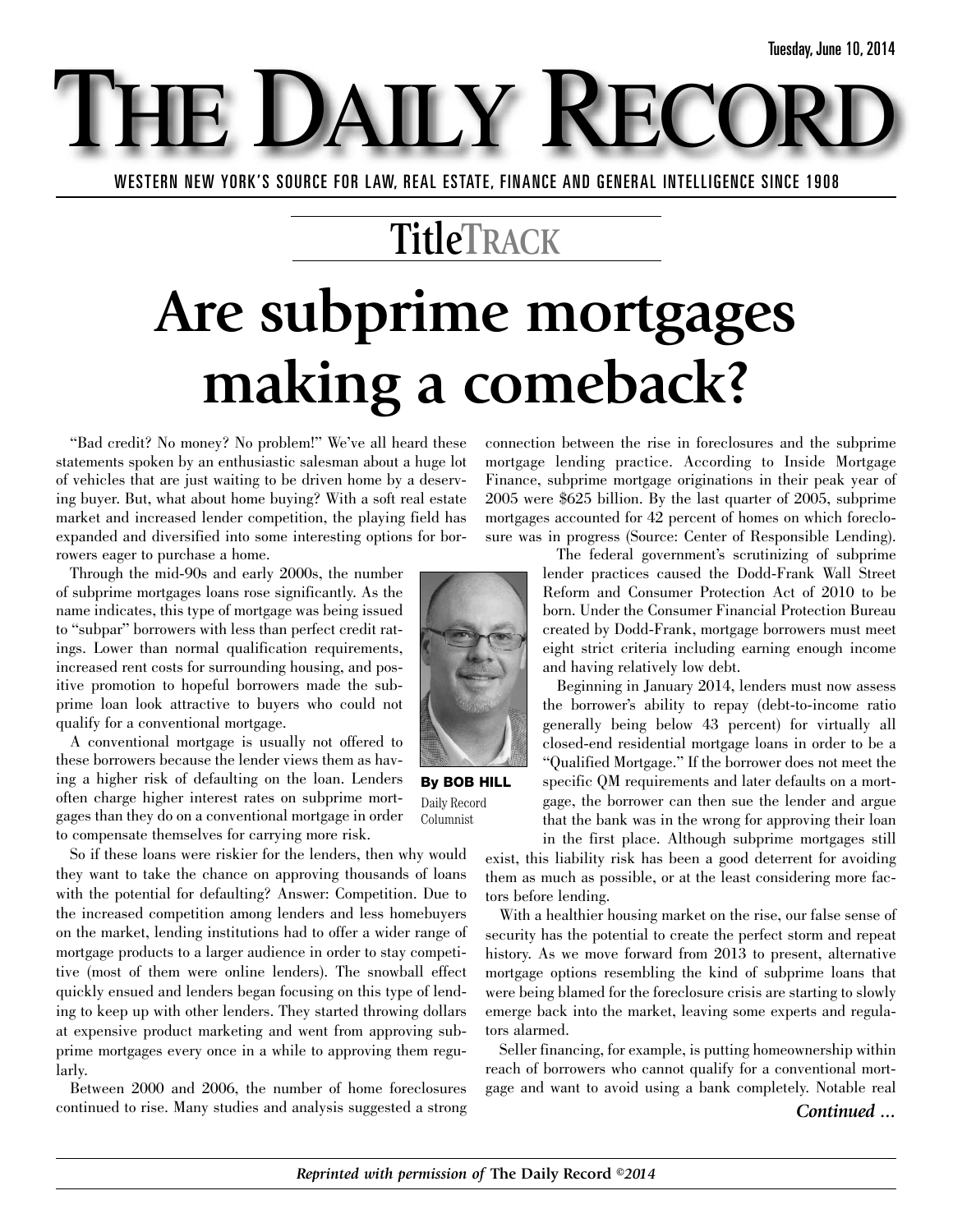Tuesday, June 10, 2014

# THE DAILY RECORD

WESTERN NEW YORK'S SOURCE FOR LAW, REAL ESTATE, FINANCE AND GENERAL INTELLIGENCE SINCE 1908

## TitleTRACK

# Are subprime mortgages making a comeback?

**By BOB HILL**
Daily Record Columnist

"Bad credit? No money? No problem!" We've all heard these statements spoken by an enthusiastic salesman about a huge lot of vehicles that are just waiting to be driven home by a deserving buyer. But, what about home buying? With a soft real estate market and increased lender competition, the playing field has expanded and diversified into some interesting options for borrowers eager to purchase a home.

Through the mid-90s and early 2000s, the number of subprime mortgages loans rose significantly. As the name indicates, this type of mortgage was being issued to "subpar" borrowers with less than perfect credit ratings. Lower than normal qualification requirements, increased rent costs for surrounding housing, and positive promotion to hopeful borrowers made the subprime loan look attractive to buyers who could not qualify for a conventional mortgage.

A conventional mortgage is usually not offered to these borrowers because the lender views them as having a higher risk of defaulting on the loan. Lenders often charge higher interest rates on subprime mortgages than they do on a conventional mortgage in order to compensate themselves for carrying more risk.

So if these loans were riskier for the lenders, then why would they want to take the chance on approving thousands of loans with the potential for defaulting? Answer: Competition. Due to the increased competition among lenders and less homebuyers on the market, lending institutions had to offer a wider range of mortgage products to a larger audience in order to stay competitive (most of them were online lenders). The snowball effect quickly ensued and lenders began focusing on this type of lending to keep up with other lenders. They started throwing dollars at expensive product marketing and went from approving subprime mortgages every once in a while to approving them regularly.

Between 2000 and 2006, the number of home foreclosures continued to rise. Many studies and analysis suggested a strong connection between the rise in foreclosures and the subprime mortgage lending practice. According to Inside Mortgage Finance, subprime mortgage originations in their peak year of 2005 were $625 billion. By the last quarter of 2005, subprime mortgages accounted for 42 percent of homes on which foreclosure was in progress (Source: Center of Responsible Lending).

The federal government's scrutinizing of subprime lender practices caused the Dodd-Frank Wall Street Reform and Consumer Protection Act of 2010 to be born. Under the Consumer Financial Protection Bureau created by Dodd-Frank, mortgage borrowers must meet eight strict criteria including earning enough income and having relatively low debt.

Beginning in January 2014, lenders must now assess the borrower's ability to repay (debt-to-income ratio generally being below 43 percent) for virtually all closed-end residential mortgage loans in order to be a "Qualified Mortgage." If the borrower does not meet the specific QM requirements and later defaults on a mortgage, the borrower can then sue the lender and argue that the bank was in the wrong for approving their loan in the first place. Although subprime mortgages still exist, this liability risk has been a good deterrent for avoiding them as much as possible, or at the least considering more factors before lending.

With a healthier housing market on the rise, our false sense of security has the potential to create the perfect storm and repeat history. As we move forward from 2013 to present, alternative mortgage options resembling the kind of subprime loans that were being blamed for the foreclosure crisis are starting to slowly emerge back into the market, leaving some experts and regulators alarmed.

Seller financing, for example, is putting homeownership within reach of borrowers who cannot qualify for a conventional mortgage and want to avoid using a bank completely. Notable real

*Continued ...*

*Reprinted with permission of* **The Daily Record** *©2014*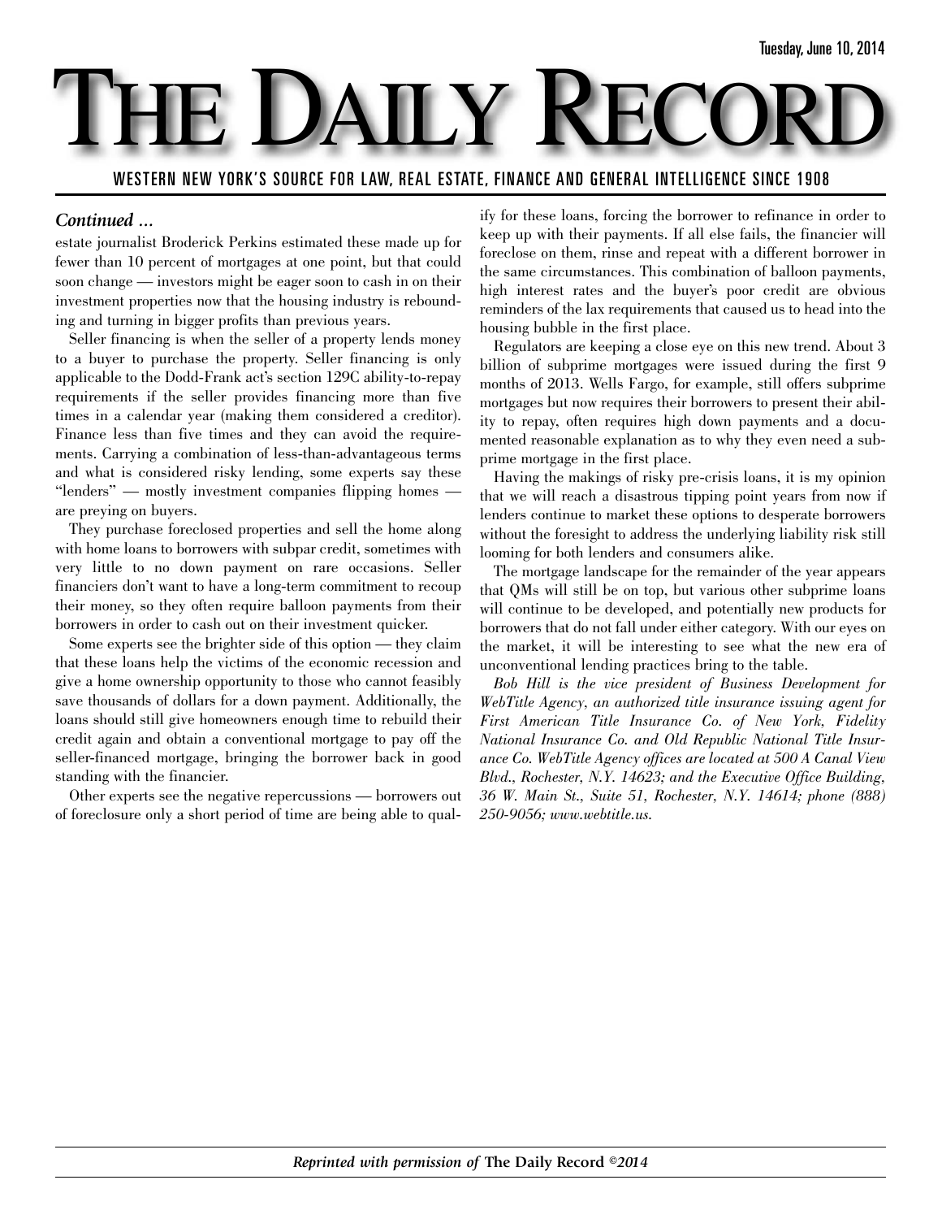*Continued ...*

estate journalist Broderick Perkins estimated these made up for fewer than 10 percent of mortgages at one point, but that could soon change — investors might be eager soon to cash in on their investment properties now that the housing industry is rebounding and turning in bigger profits than previous years.

Seller financing is when the seller of a property lends money to a buyer to purchase the property. Seller financing is only applicable to the Dodd-Frank act's section 129C ability-to-repay requirements if the seller provides financing more than five times in a calendar year (making them considered a creditor). Finance less than five times and they can avoid the requirements. Carrying a combination of less-than-advantageous terms and what is considered risky lending, some experts say these "lenders" — mostly investment companies flipping homes — are preying on buyers.

They purchase foreclosed properties and sell the home along with home loans to borrowers with subpar credit, sometimes with very little to no down payment on rare occasions. Seller financiers don't want to have a long-term commitment to recoup their money, so they often require balloon payments from their borrowers in order to cash out on their investment quicker.

Some experts see the brighter side of this option — they claim that these loans help the victims of the economic recession and give a home ownership opportunity to those who cannot feasibly save thousands of dollars for a down payment. Additionally, the loans should still give homeowners enough time to rebuild their credit again and obtain a conventional mortgage to pay off the seller-financed mortgage, bringing the borrower back in good standing with the financier.

Other experts see the negative repercussions — borrowers out of foreclosure only a short period of time are being able to qualify for these loans, forcing the borrower to refinance in order to keep up with their payments. If all else fails, the financier will foreclose on them, rinse and repeat with a different borrower in the same circumstances. This combination of balloon payments, high interest rates and the buyer's poor credit are obvious reminders of the lax requirements that caused us to head into the housing bubble in the first place.

Regulators are keeping a close eye on this new trend. About 3 billion of subprime mortgages were issued during the first 9 months of 2013. Wells Fargo, for example, still offers subprime mortgages but now requires their borrowers to present their ability to repay, often requires high down payments and a documented reasonable explanation as to why they even need a subprime mortgage in the first place.

Having the makings of risky pre-crisis loans, it is my opinion that we will reach a disastrous tipping point years from now if lenders continue to market these options to desperate borrowers without the foresight to address the underlying liability risk still looming for both lenders and consumers alike.

The mortgage landscape for the remainder of the year appears that QMs will still be on top, but various other subprime loans will continue to be developed, and potentially new products for borrowers that do not fall under either category. With our eyes on the market, it will be interesting to see what the new era of unconventional lending practices bring to the table.

*Bob Hill is the vice president of Business Development for WebTitle Agency, an authorized title insurance issuing agent for First American Title Insurance Co. of New York, Fidelity National Insurance Co. and Old Republic National Title Insurance Co. WebTitle Agency offices are located at 500 A Canal View Blvd., Rochester, N.Y. 14623; and the Executive Office Building, 36 W. Main St., Suite 51, Rochester, N.Y. 14614; phone (888) 250-9056; www.webtitle.us.*